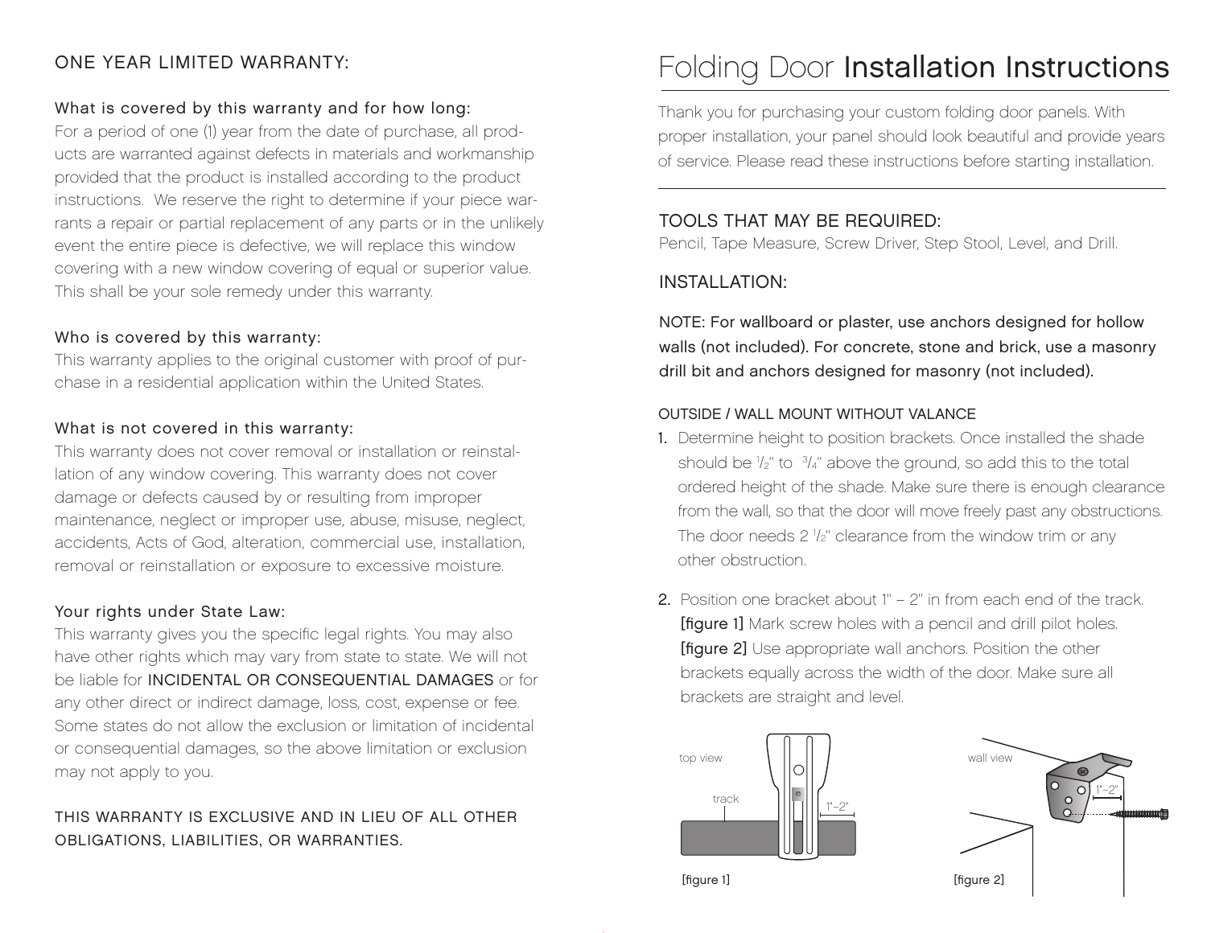## ONE YEAR LIMITED WARRANTY:

### What is covered by this warranty and for how long:

For a period of one (1) year from the date of purchase, all products are warranted against defects in materials and workmanship provided that the product is installed according to the product instructions. We reserve the right to determine if your piece warrants a repair or partial replacement of any parts or in the unlikely event the entire piece is defective, we will replace this window covering with a new window covering of equal or superior value. This shall be your sole remedy under this warranty.

### Who is covered by this warranty:

This warranty applies to the original customer with proof of purchase in a residential application within the United States.

### What is not covered in this warranty:

This warranty does not cover removal or installation or reinstallation of any window covering. This warranty does not cover damage or defects caused by or resulting from improper maintenance, neglect or improper use, abuse, misuse, neglect, accidents, Acts of God, alteration, commercial use, installation, removal or reinstallation or exposure to excessive moisture.

### Your rights under State Law:

This warranty gives you the specific legal rights. You may also have other rights which may vary from state to state. We will not be liable for INCIDENTAL OR CONSEQUENTIAL DAMAGES or for any other direct or indirect damage, loss, cost, expense or fee. Some states do not allow the exclusion or limitation of incidental or consequential damages, so the above limitation or exclusion may not apply to you.

THIS WARRANTY IS EXCLUSIVE AND IN LIEU OF ALL OTHER OBLIGATIONS, LIABILITIES, OR WARRANTIES.

# Folding Door Installation Instructions

Thank you for purchasing your custom folding door panels. With proper installation, your panel should look beautiful and provide years of service. Please read these instructions before starting installation.

## TOOLS THAT MAY BE REQUIRED:

Pencil, Tape Measure, Screw Driver, Step Stool, Level, and Drill.

## INSTALLATION:

**NOTE: For wallboard or plaster, use anchors designed for hollow walls (not included). For concrete, stone and brick, use a masonry drill bit and anchors designed for masonry (not included).**

### OUTSIDE / WALL MOUNT WITHOUT VALANCE

1. Determine height to position brackets. Once installed the shade should be 1/2" to 3/4" above the ground, so add this to the total ordered height of the shade. Make sure there is enough clearance from the wall, so that the door will move freely past any obstructions. The door needs 2 1/2" clearance from the window trim or any other obstruction.

2. Position one bracket about 1" – 2" in from each end of the track. **[figure 1]** Mark screw holes with a pencil and drill pilot holes. **[figure 2]** Use appropriate wall anchors. Position the other brackets equally across the width of the door. Make sure all brackets are straight and level.

top view — track — 1"–2"

[figure 1]

wall view — 1"–2"

[figure 2]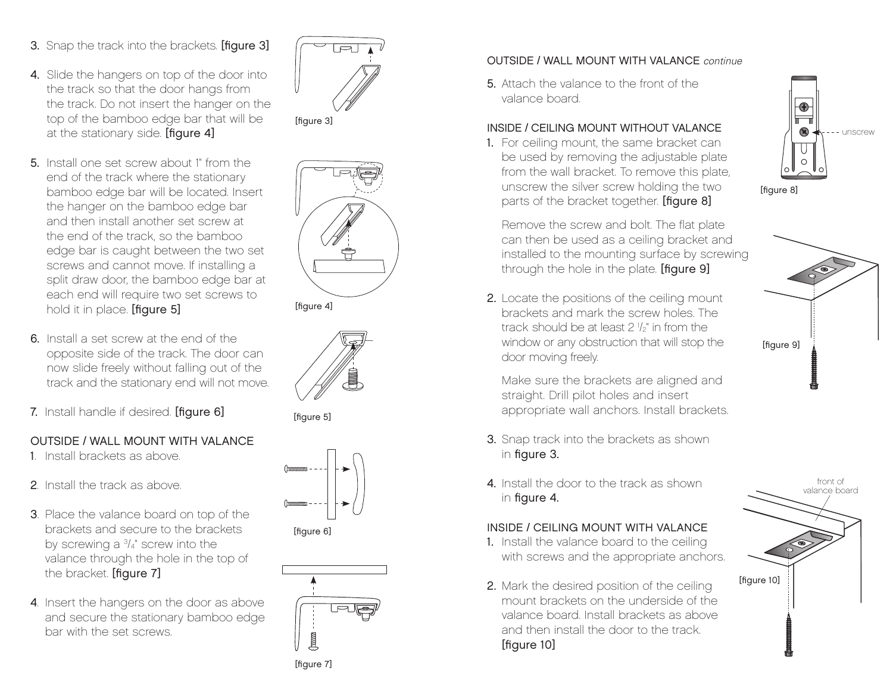3. Snap the track into the brackets. **[figure 3]**

4. Slide the hangers on top of the door into the track so that the door hangs from the track. Do not insert the hanger on the top of the bamboo edge bar that will be at the stationary side. **[figure 4]**

5. Install one set screw about 1" from the end of the track where the stationary bamboo edge bar will be located. Insert the hanger on the bamboo edge bar and then install another set screw at the end of the track, so the bamboo edge bar is caught between the two set screws and cannot move. If installing a split draw door, the bamboo edge bar at each end will require two set screws to hold it in place. **[figure 5]**

6. Install a set screw at the end of the opposite side of the track. The door can now slide freely without falling out of the track and the stationary end will not move.

7. Install handle if desired. **[figure 6]**

[figure 3]

[figure 4]

[figure 5]

[figure 6]

## OUTSIDE / WALL MOUNT WITH VALANCE

1. Install brackets as above.

2. Install the track as above.

3. Place the valance board on top of the brackets and secure to the brackets by screwing a 3/4" screw into the valance through the hole in the top of the bracket. **[figure 7]**

4. Insert the hangers on the door as above and secure the stationary bamboo edge bar with the set screws.

[figure 7]

## OUTSIDE / WALL MOUNT WITH VALANCE *continue*

5. Attach the valance to the front of the valance board.

## INSIDE / CEILING MOUNT WITHOUT VALANCE

1. For ceiling mount, the same bracket can be used by removing the adjustable plate from the wall bracket. To remove this plate, unscrew the silver screw holding the two parts of the bracket together. **[figure 8]**

   Remove the screw and bolt. The flat plate can then be used as a ceiling bracket and installed to the mounting surface by screwing through the hole in the plate. **[figure 9]**

2. Locate the positions of the ceiling mount brackets and mark the screw holes. The track should be at least 2 1/2" in from the window or any obstruction that will stop the door moving freely.

   Make sure the brackets are aligned and straight. Drill pilot holes and insert appropriate wall anchors. Install brackets.

3. Snap track into the brackets as shown in **figure 3.**

4. Install the door to the track as shown in **figure 4.**

unscrew

[figure 8]

[figure 9]

## INSIDE / CEILING MOUNT WITH VALANCE

1. Install the valance board to the ceiling with screws and the appropriate anchors.

2. Mark the desired position of the ceiling mount brackets on the underside of the valance board. Install brackets as above and then install the door to the track. **[figure 10]**

front of valance board

[figure 10]